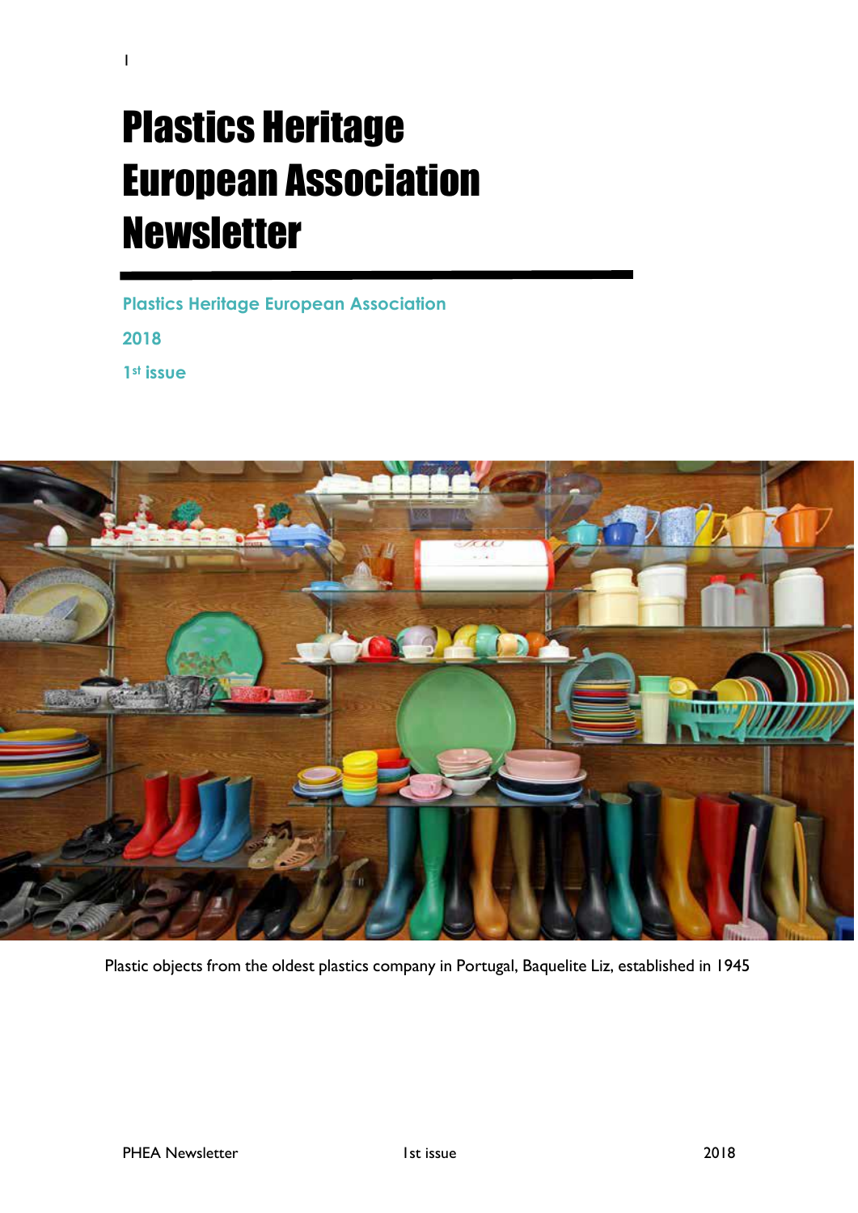# Plastics Heritage European Association Newsletter

**Plastics Heritage European Association**

**2018**

**1st issue**

Plastic objects from the oldest plastics company in Portugal, Baquelite Liz, established in 1945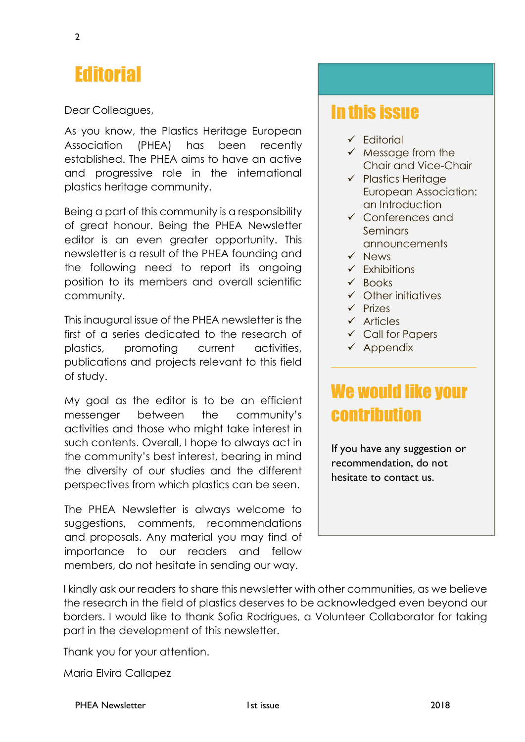# Editorial

Dear Colleagues,

As you know, the Plastics Heritage European Association (PHEA) has been recently established. The PHEA aims to have an active and progressive role in the international plastics heritage community.

Being a part of this community is a responsibility of great honour. Being the PHEA Newsletter editor is an even greater opportunity. This newsletter is a result of the PHEA founding and the following need to report its ongoing position to its members and overall scientific community.

This inaugural issue of the PHEA newsletter is the first of a series dedicated to the research of plastics, promoting current activities, publications and projects relevant to this field of study.

My goal as the editor is to be an efficient messenger between the community's activities and those who might take interest in such contents. Overall, I hope to always act in the community's best interest, bearing in mind the diversity of our studies and the different perspectives from which plastics can be seen.

The PHEA Newsletter is always welcome to suggestions, comments, recommendations and proposals. Any material you may find of importance to our readers and fellow members, do not hesitate in sending our way.

I kindly ask our readers to share this newsletter with other communities, as we believe the research in the field of plastics deserves to be acknowledged even beyond our borders. I would like to thank Sofia Rodrigues, a Volunteer Collaborator for taking part in the development of this newsletter.

Thank you for your attention.

Maria Elvira Callapez

## In this issue

- ✓ Editorial
- ✓ Message from the Chair and Vice-Chair
- ✓ Plastics Heritage European Association: an Introduction
- ✓ Conferences and Seminars announcements
- ✓ News
- ✓ Exhibitions
- ✓ Books
- ✓ Other initiatives
- ✓ Prizes
- ✓ Articles
- ✓ Call for Papers
- ✓ Appendix

## We would like your contribution

If you have any suggestion or recommendation, do not hesitate to contact us.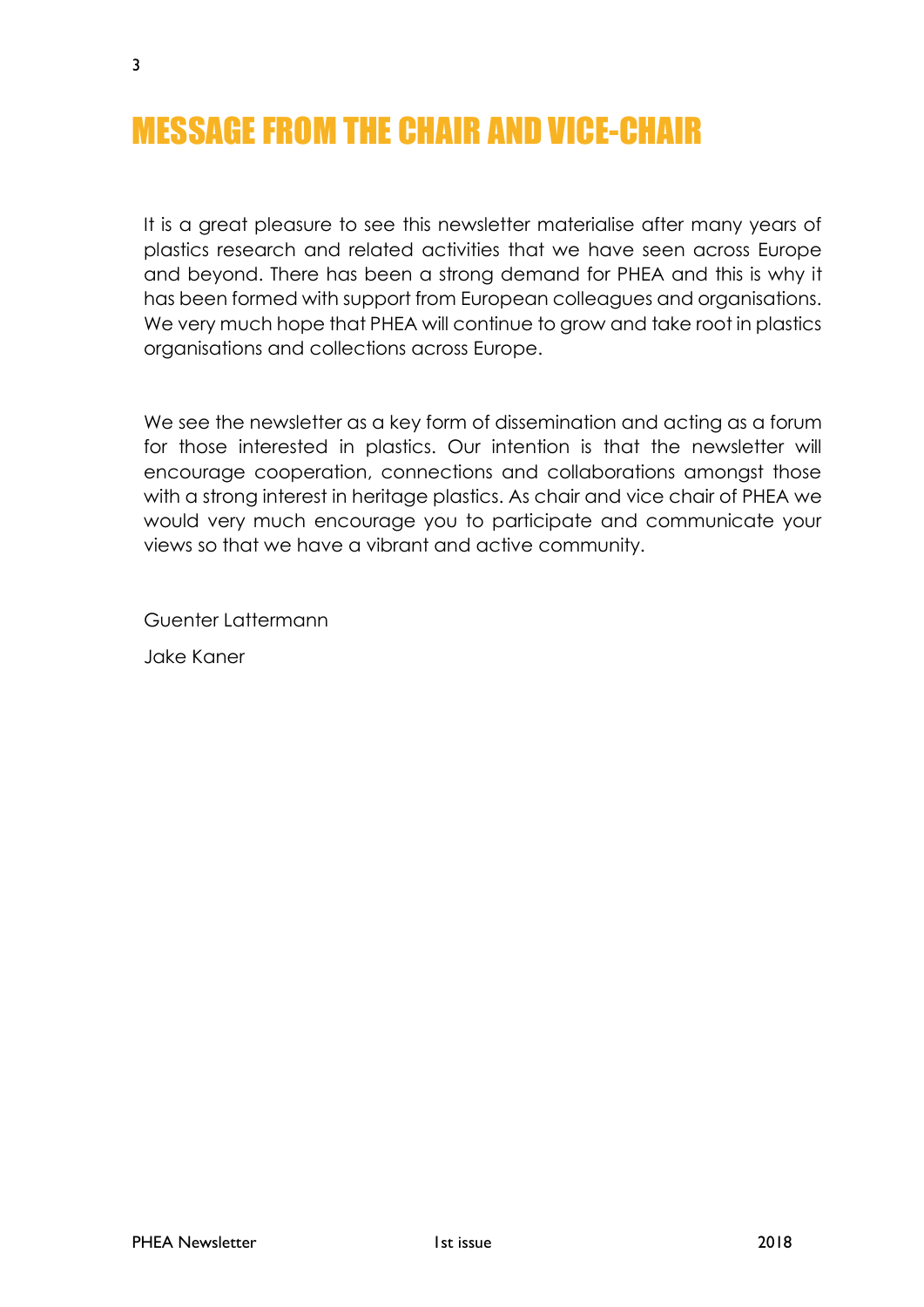# MESSAGE FROM THE CHAIR AND VICE-CHAIR

It is a great pleasure to see this newsletter materialise after many years of plastics research and related activities that we have seen across Europe and beyond. There has been a strong demand for PHEA and this is why it has been formed with support from European colleagues and organisations. We very much hope that PHEA will continue to grow and take root in plastics organisations and collections across Europe.

We see the newsletter as a key form of dissemination and acting as a forum for those interested in plastics. Our intention is that the newsletter will encourage cooperation, connections and collaborations amongst those with a strong interest in heritage plastics. As chair and vice chair of PHEA we would very much encourage you to participate and communicate your views so that we have a vibrant and active community.

Guenter Lattermann

Jake Kaner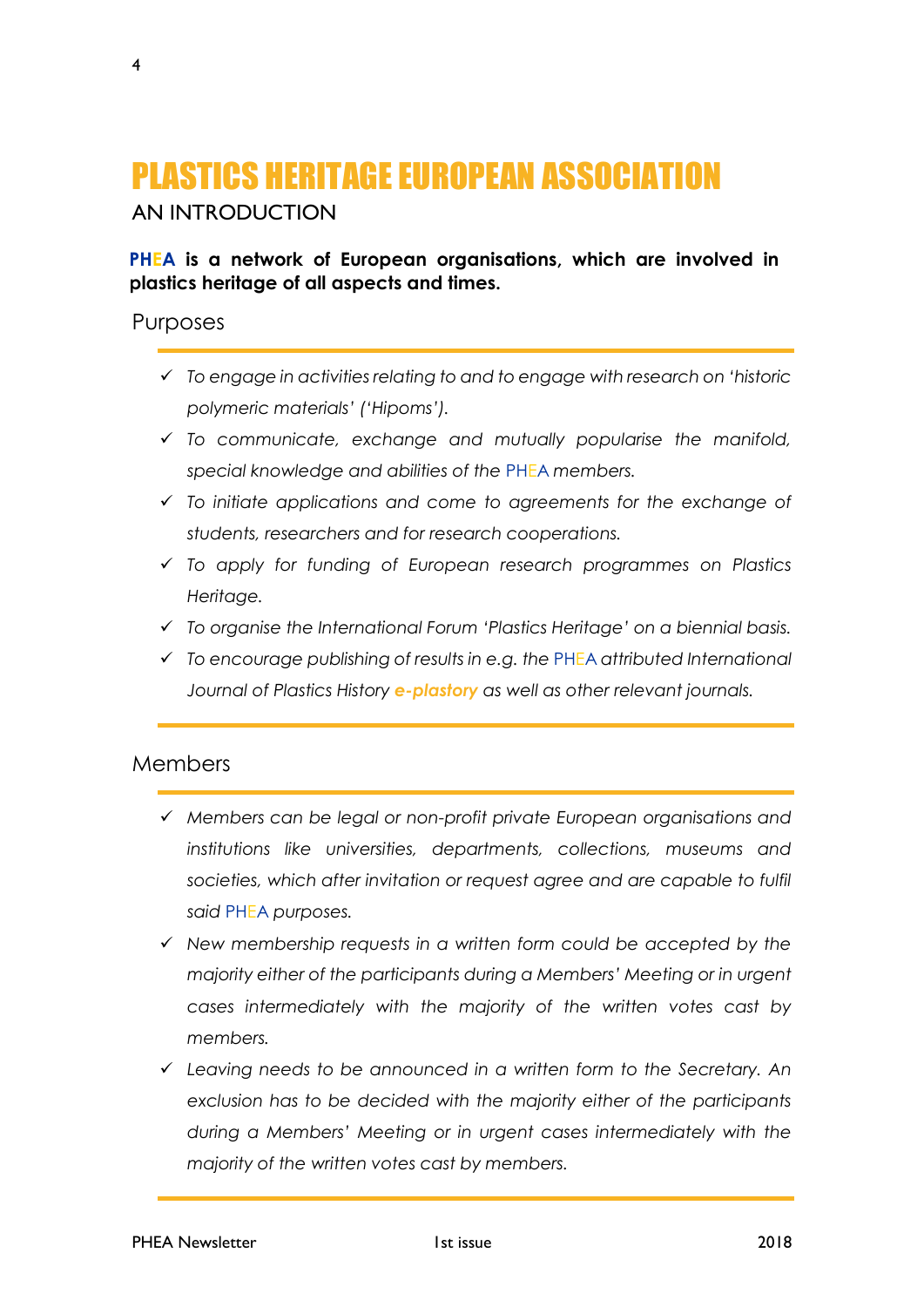# PLASTICS HERITAGE EUROPEAN ASSOCIATION

## AN INTRODUCTION

**PHEA is a network of European organisations, which are involved in plastics heritage of all aspects and times.**

### Purposes

- ✓ *To engage in activities relating to and to engage with research on 'historic polymeric materials' ('Hipoms').*
- ✓ *To communicate, exchange and mutually popularise the manifold, special knowledge and abilities of the PHEA members.*
- ✓ *To initiate applications and come to agreements for the exchange of students, researchers and for research cooperations.*
- ✓ *To apply for funding of European research programmes on Plastics Heritage.*
- ✓ *To organise the International Forum 'Plastics Heritage' on a biennial basis.*
- ✓ *To encourage publishing of results in e.g. the PHEA attributed International Journal of Plastics History **e-plastory** as well as other relevant journals.*

### Members

- ✓ *Members can be legal or non-profit private European organisations and institutions like universities, departments, collections, museums and societies, which after invitation or request agree and are capable to fulfil said PHEA purposes.*
- ✓ *New membership requests in a written form could be accepted by the majority either of the participants during a Members' Meeting or in urgent cases intermediately with the majority of the written votes cast by members.*
- ✓ *Leaving needs to be announced in a written form to the Secretary. An exclusion has to be decided with the majority either of the participants during a Members' Meeting or in urgent cases intermediately with the majority of the written votes cast by members.*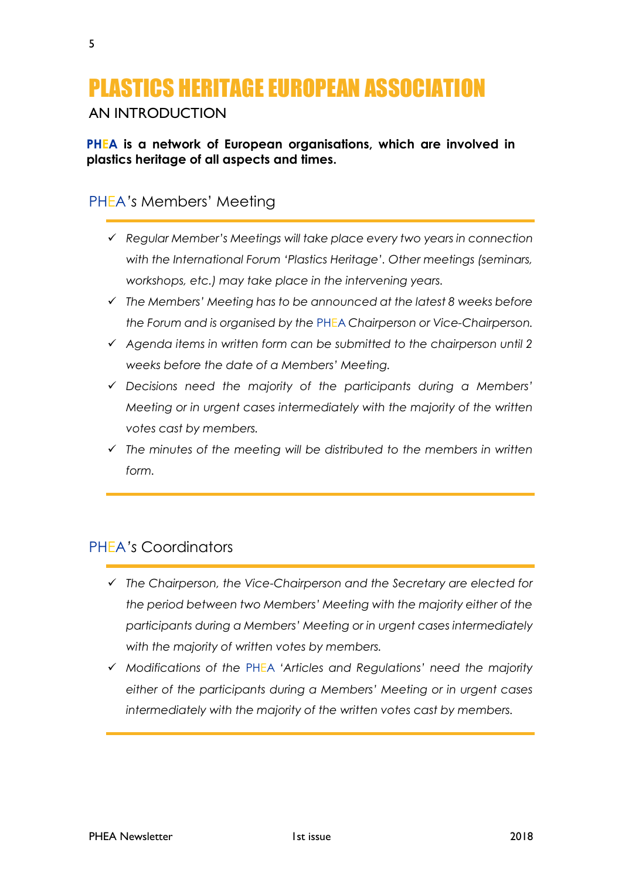# PLASTICS HERITAGE EUROPEAN ASSOCIATION

AN INTRODUCTION

**PHEA is a network of European organisations, which are involved in plastics heritage of all aspects and times.**

## PHEA's Members' Meeting

- ✓ *Regular Member's Meetings will take place every two years in connection with the International Forum 'Plastics Heritage'. Other meetings (seminars, workshops, etc.) may take place in the intervening years.*
- ✓ *The Members' Meeting has to be announced at the latest 8 weeks before the Forum and is organised by the PHEA Chairperson or Vice-Chairperson.*
- ✓ *Agenda items in written form can be submitted to the chairperson until 2 weeks before the date of a Members' Meeting.*
- ✓ *Decisions need the majority of the participants during a Members' Meeting or in urgent cases intermediately with the majority of the written votes cast by members.*
- ✓ *The minutes of the meeting will be distributed to the members in written form.*

## PHEA's Coordinators

- ✓ *The Chairperson, the Vice-Chairperson and the Secretary are elected for the period between two Members' Meeting with the majority either of the participants during a Members' Meeting or in urgent cases intermediately with the majority of written votes by members.*
- ✓ *Modifications of the PHEA 'Articles and Regulations' need the majority either of the participants during a Members' Meeting or in urgent cases intermediately with the majority of the written votes cast by members.*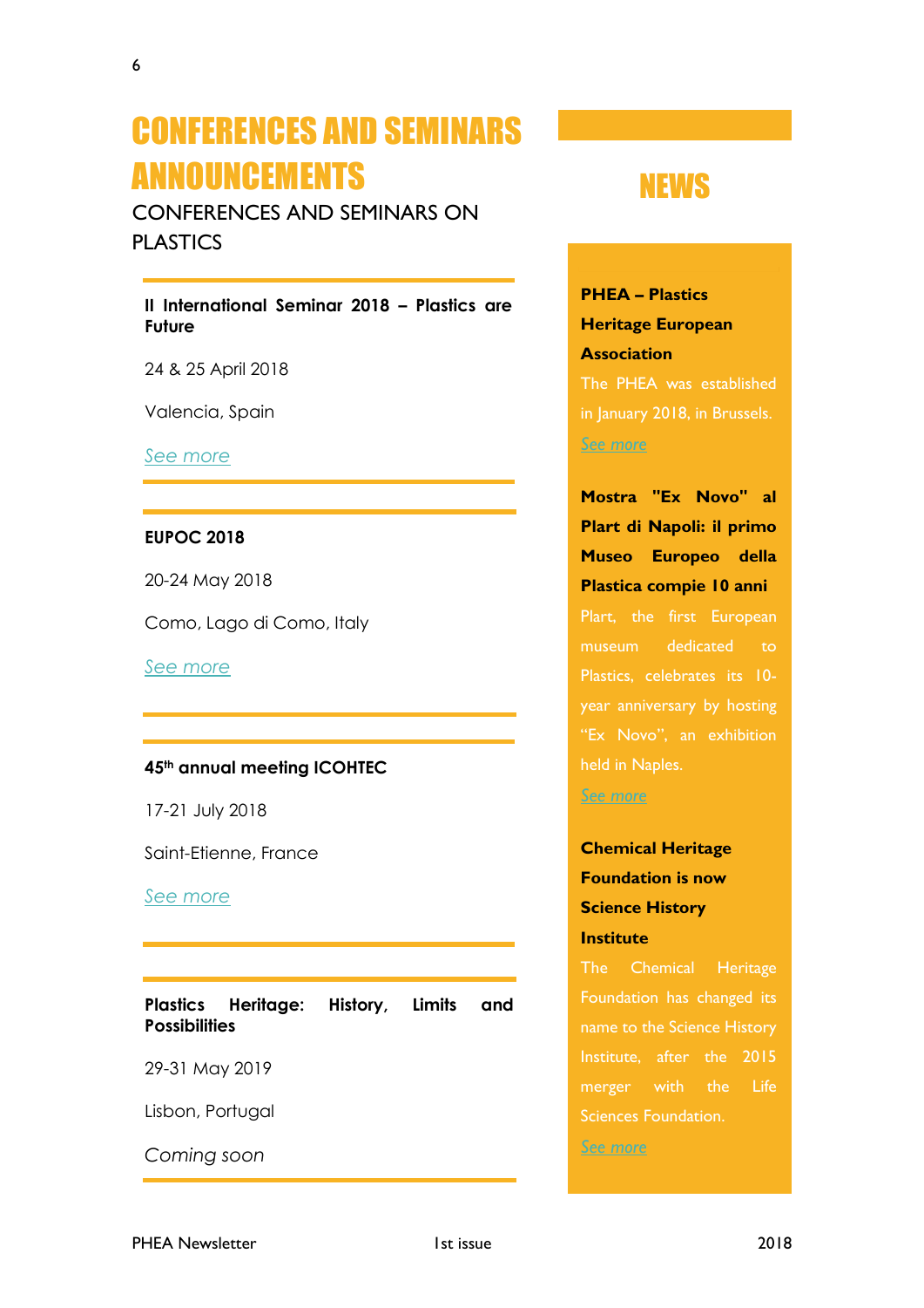# CONFERENCES AND SEMINARS ANNOUNCEMENTS

CONFERENCES AND SEMINARS ON PLASTICS

**II International Seminar 2018 – Plastics are Future**

24 & 25 April 2018

Valencia, Spain

*See more*

**EUPOC 2018**

20-24 May 2018

Como, Lago di Como, Italy

*See more*

**45th annual meeting ICOHTEC**

17-21 July 2018

Saint-Etienne, France

*See more*

**Plastics Heritage: History, Limits and Possibilities**

29-31 May 2019

Lisbon, Portugal

*Coming soon*

# NEWS

**PHEA – Plastics Heritage European Association**

The PHEA was established in January 2018, in Brussels.

See more

**Mostra "Ex Novo" al Plart di Napoli: il primo Museo Europeo della Plastica compie 10 anni**

Plart, the first European museum dedicated to Plastics, celebrates its 10-year anniversary by hosting "Ex Novo", an exhibition held in Naples.

See more

**Chemical Heritage Foundation is now Science History Institute**

The Chemical Heritage Foundation has changed its name to the Science History Institute, after the 2015 merger with the Life Sciences Foundation.

See more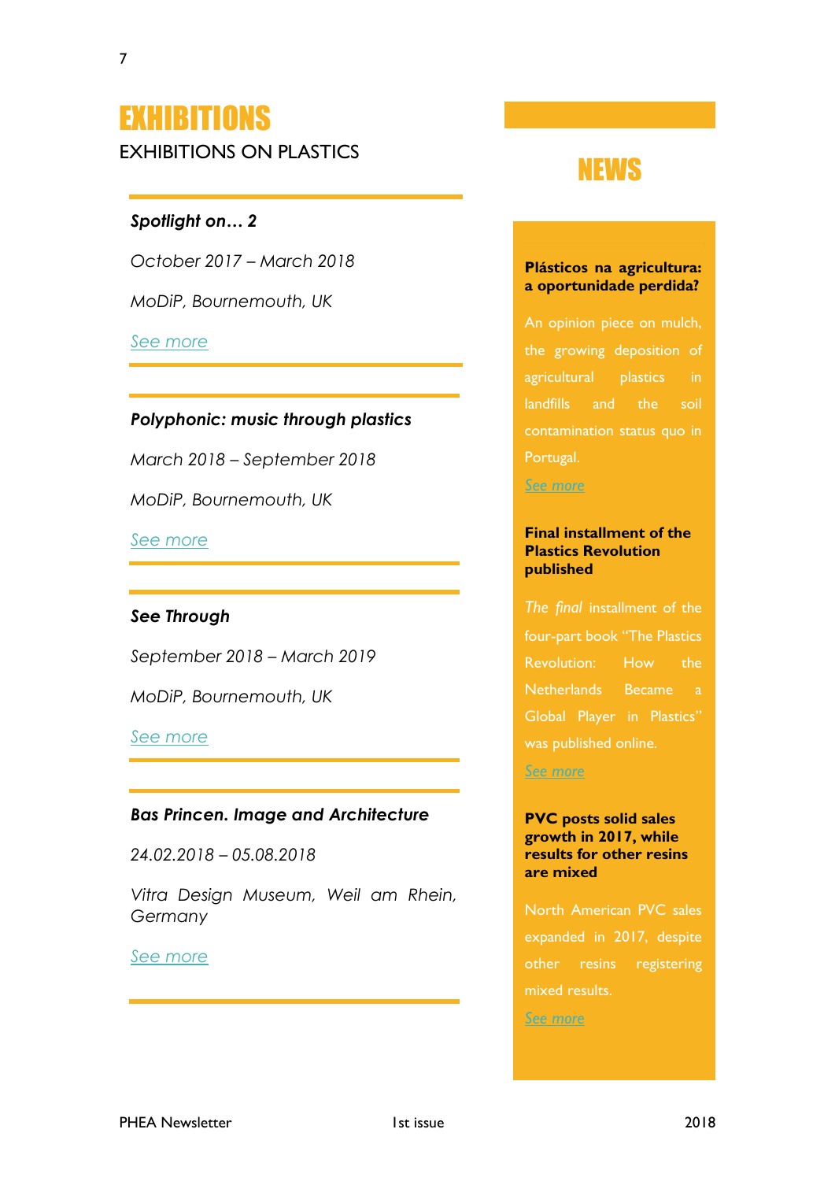# EXHIBITIONS

EXHIBITIONS ON PLASTICS

***Spotlight on… 2***

*October 2017 – March 2018*

*MoDiP, Bournemouth, UK*

*See more*

***Polyphonic: music through plastics***

*March 2018 – September 2018*

*MoDiP, Bournemouth, UK*

*See more*

***See Through***

*September 2018 – March 2019*

*MoDiP, Bournemouth, UK*

*See more*

***Bas Princen. Image and Architecture***

*24.02.2018 – 05.08.2018*

*Vitra Design Museum, Weil am Rhein, Germany*

*See more*

# NEWS

**Plásticos na agricultura: a oportunidade perdida?**

An opinion piece on mulch, the growing deposition of agricultural plastics in landfills and the soil contamination status quo in Portugal.

*See more*

**Final installment of the Plastics Revolution published**

*The final* installment of the four-part book "The Plastics Revolution: How the Netherlands Became a Global Player in Plastics" was published online.

*See more*

**PVC posts solid sales growth in 2017, while results for other resins are mixed**

North American PVC sales expanded in 2017, despite other resins registering mixed results.

*See more*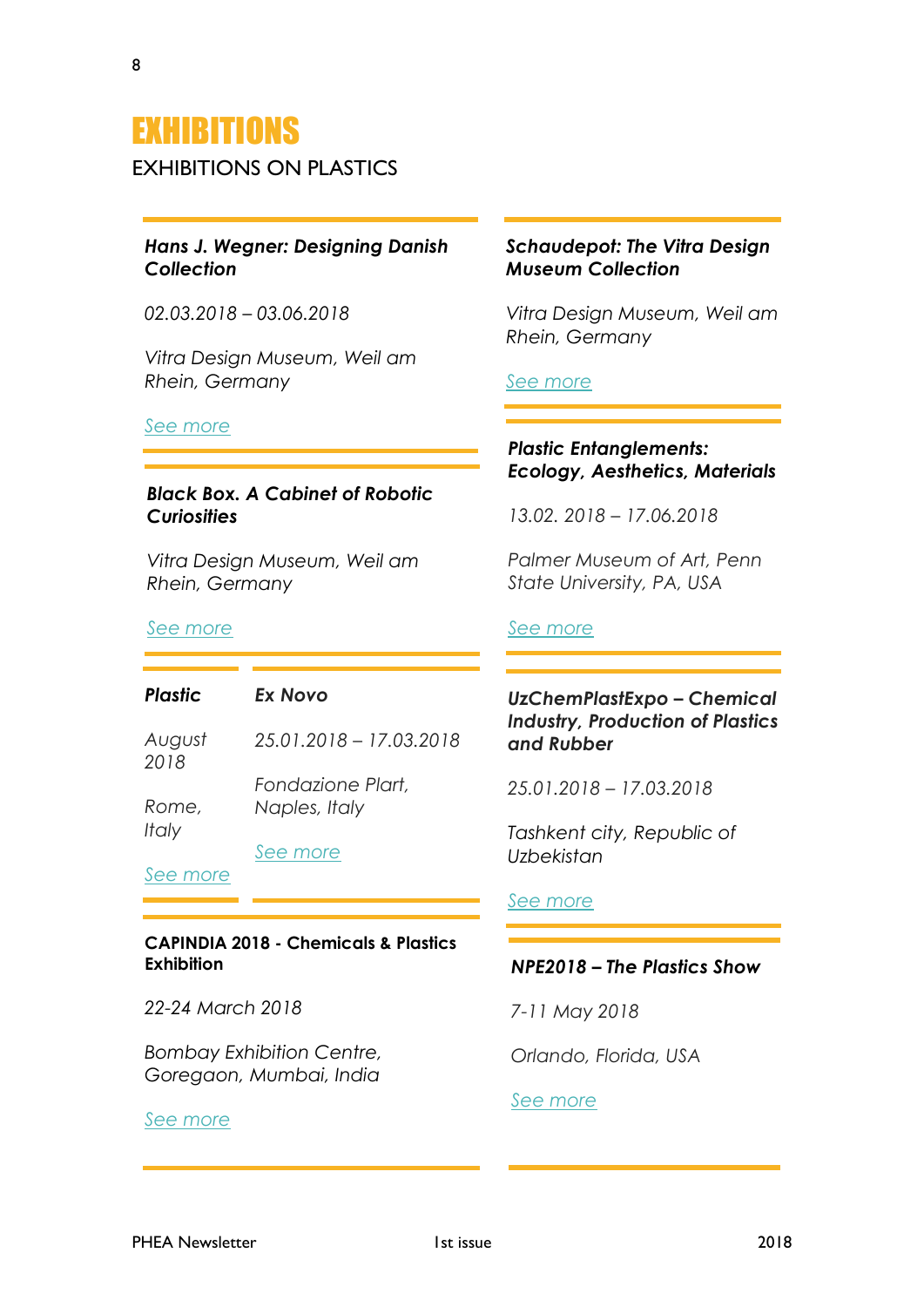# EXHIBITIONS

## EXHIBITIONS ON PLASTICS

***Hans J. Wegner: Designing Danish Collection***

*02.03.2018 – 03.06.2018*

*Vitra Design Museum, Weil am Rhein, Germany*

*See more*

***Black Box. A Cabinet of Robotic Curiosities***

*Vitra Design Museum, Weil am Rhein, Germany*

*See more*

***Plastic***

*August 2018*

*Rome, Italy*

*See more*

***Ex Novo***

*25.01.2018 – 17.03.2018*

*Fondazione Plart, Naples, Italy*

*See more*

**CAPINDIA 2018 - Chemicals & Plastics Exhibition**

*22-24 March 2018*

*Bombay Exhibition Centre, Goregaon, Mumbai, India*

*See more*

***Schaudepot: The Vitra Design Museum Collection***

*Vitra Design Museum, Weil am Rhein, Germany*

*See more*

***Plastic Entanglements: Ecology, Aesthetics, Materials***

*13.02. 2018 – 17.06.2018*

*Palmer Museum of Art, Penn State University, PA, USA*

*See more*

***UzChemPlastExpo – Chemical Industry, Production of Plastics and Rubber***

*25.01.2018 – 17.03.2018*

*Tashkent city, Republic of Uzbekistan*

*See more*

***NPE2018 – The Plastics Show***

*7-11 May 2018*

*Orlando, Florida, USA*

*See more*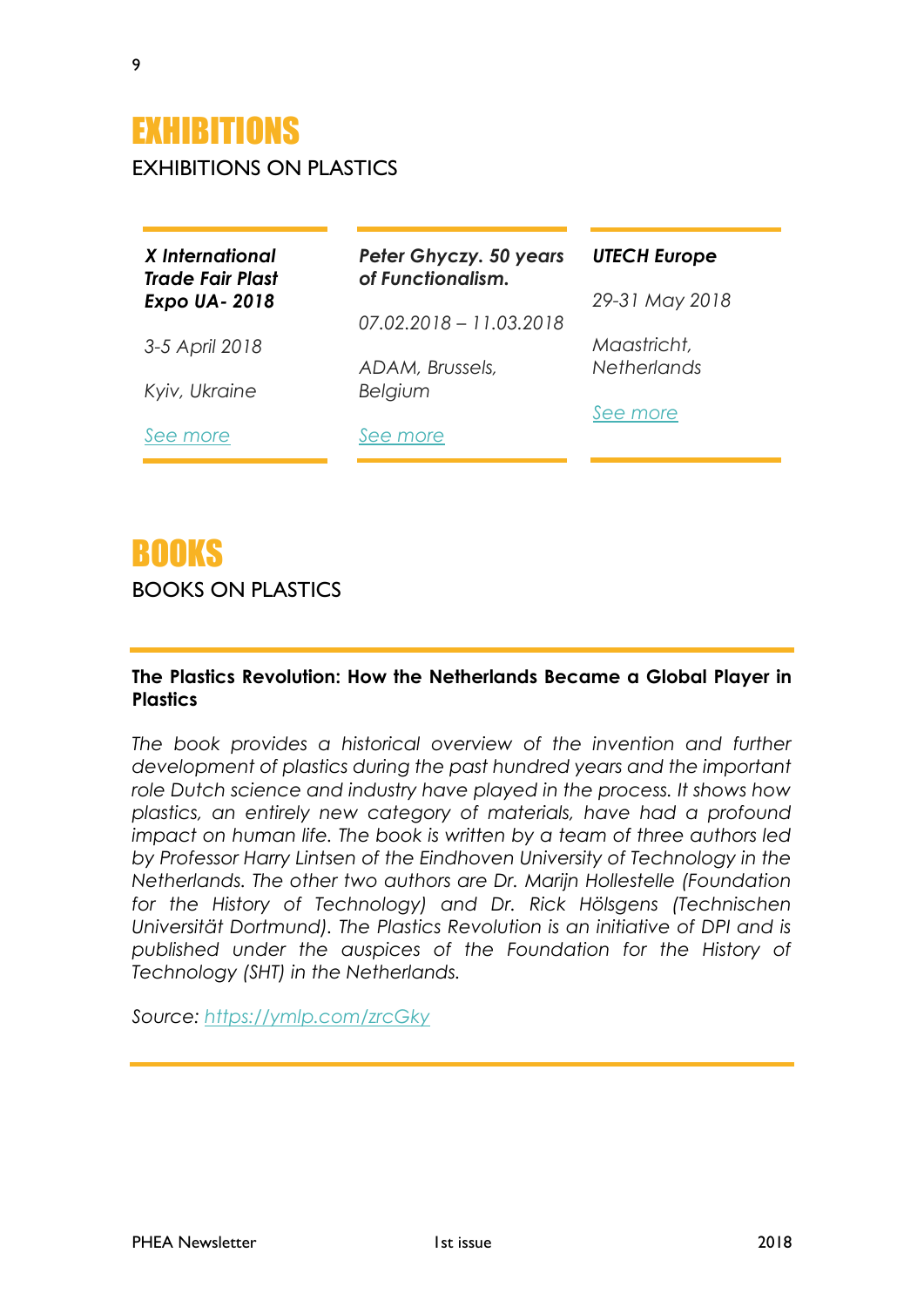# EXHIBITIONS

EXHIBITIONS ON PLASTICS

***X International Trade Fair Plast Expo UA- 2018***

*3-5 April 2018*

*Kyiv, Ukraine*

*See more*

***Peter Ghyczy. 50 years of Functionalism.***

*07.02.2018 – 11.03.2018*

*ADAM, Brussels, Belgium*

*See more*

***UTECH Europe***

*29-31 May 2018*

*Maastricht, Netherlands*

*See more*

# BOOKS

BOOKS ON PLASTICS

**The Plastics Revolution: How the Netherlands Became a Global Player in Plastics**

*The book provides a historical overview of the invention and further development of plastics during the past hundred years and the important role Dutch science and industry have played in the process. It shows how plastics, an entirely new category of materials, have had a profound impact on human life. The book is written by a team of three authors led by Professor Harry Lintsen of the Eindhoven University of Technology in the Netherlands. The other two authors are Dr. Marijn Hollestelle (Foundation for the History of Technology) and Dr. Rick Hölsgens (Technischen Universität Dortmund). The Plastics Revolution is an initiative of DPI and is published under the auspices of the Foundation for the History of Technology (SHT) in the Netherlands.*

*Source: https://ymlp.com/zrcGky*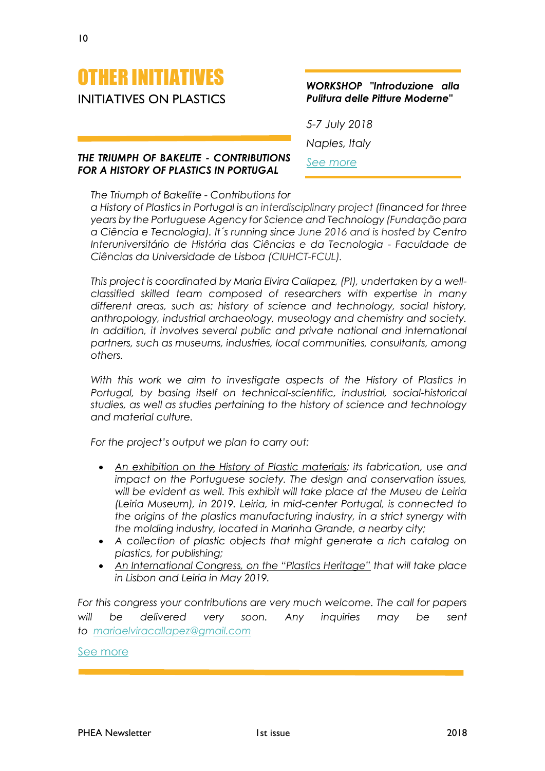# OTHER INITIATIVES

## INITIATIVES ON PLASTICS

### *WORKSHOP "Introduzione alla Pulitura delle Pitture Moderne"*

*5-7 July 2018*

*Naples, Italy*

*See more*

### *THE TRIUMPH OF BAKELITE - CONTRIBUTIONS FOR A HISTORY OF PLASTICS IN PORTUGAL*

*The Triumph of Bakelite - Contributions for a History of Plastics in Portugal is an interdisciplinary project (financed for three years by the Portuguese Agency for Science and Technology (Fundação para a Ciência e Tecnologia). It´s running since June 2016 and is hosted by Centro Interuniversitário de História das Ciências e da Tecnologia - Faculdade de Ciências da Universidade de Lisboa (CIUHCT-FCUL).*

*This project is coordinated by Maria Elvira Callapez, (PI), undertaken by a well-classified skilled team composed of researchers with expertise in many different areas, such as: history of science and technology, social history, anthropology, industrial archaeology, museology and chemistry and society. In addition, it involves several public and private national and international partners, such as museums, industries, local communities, consultants, among others.*

*With this work we aim to investigate aspects of the History of Plastics in Portugal, by basing itself on technical-scientific, industrial, social-historical studies, as well as studies pertaining to the history of science and technology and material culture.*

*For the project's output we plan to carry out:*

- *An exhibition on the History of Plastic materials: its fabrication, use and impact on the Portuguese society. The design and conservation issues, will be evident as well. This exhibit will take place at the Museu de Leiria (Leiria Museum), in 2019. Leiria, in mid-center Portugal, is connected to the origins of the plastics manufacturing industry, in a strict synergy with the molding industry, located in Marinha Grande, a nearby city;*
- *A collection of plastic objects that might generate a rich catalog on plastics, for publishing;*
- *An International Congress, on the "Plastics Heritage" that will take place in Lisbon and Leiria in May 2019.*

*For this congress your contributions are very much welcome. The call for papers will be delivered very soon. Any inquiries may be sent to mariaelviracallapez@gmail.com*

See more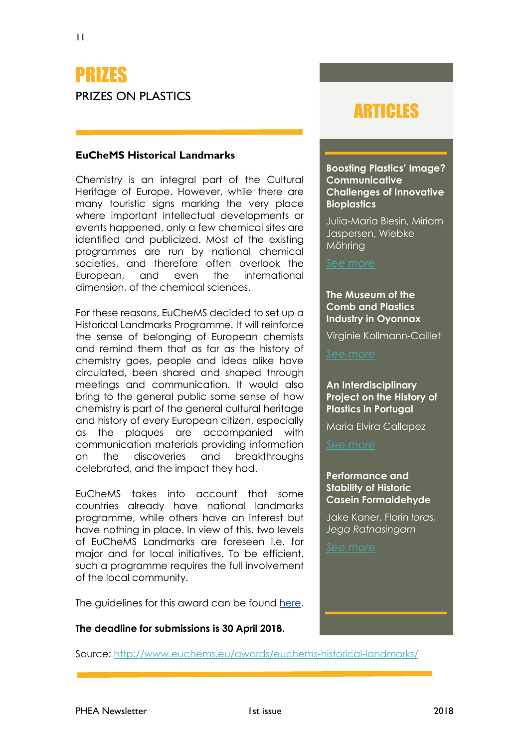# PRIZES

PRIZES ON PLASTICS

**EuCheMS Historical Landmarks**

Chemistry is an integral part of the Cultural Heritage of Europe. However, while there are many touristic signs marking the very place where important intellectual developments or events happened, only a few chemical sites are identified and publicized. Most of the existing programmes are run by national chemical societies, and therefore often overlook the European, and even the international dimension, of the chemical sciences.

For these reasons, EuCheMS decided to set up a Historical Landmarks Programme. It will reinforce the sense of belonging of European chemists and remind them that as far as the history of chemistry goes, people and ideas alike have circulated, been shared and shaped through meetings and communication. It would also bring to the general public some sense of how chemistry is part of the general cultural heritage and history of every European citizen, especially as the plaques are accompanied with communication materials providing information on the discoveries and breakthroughs celebrated, and the impact they had.

EuCheMS takes into account that some countries already have national landmarks programme, while others have an interest but have nothing in place. In view of this, two levels of EuCheMS Landmarks are foreseen i.e. for major and for local initiatives. To be efficient, such a programme requires the full involvement of the local community.

The guidelines for this award can be found here.

**The deadline for submissions is 30 April 2018.**

Source: http://www.euchems.eu/awards/euchems-historical-landmarks/

# ARTICLES

**Boosting Plastics' Image? Communicative Challenges of Innovative Bioplastics**

Julia-Maria Blesin, Miriam Jaspersen, Wiebke Möhring

*See more*

**The Museum of the Comb and Plastics Industry in Oyonnax**

Virginie Kollmann-Caillet

*See more*

**An Interdisciplinary Project on the History of Plastics in Portugal**

Maria Elvira Callapez

*See more*

**Performance and Stability of Historic Casein Formaldehyde**

Jake Kaner, Florin *Ioras, Jega Ratnasingam*

*See more*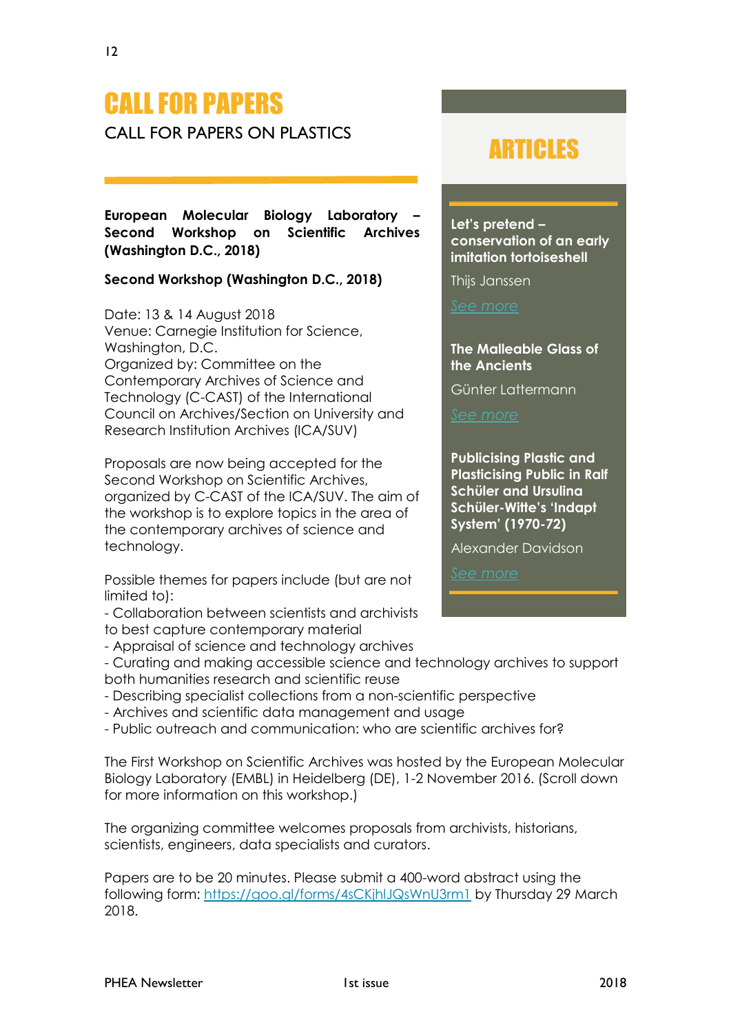# CALL FOR PAPERS

CALL FOR PAPERS ON PLASTICS

**European Molecular Biology Laboratory – Second Workshop on Scientific Archives (Washington D.C., 2018)**

**Second Workshop (Washington D.C., 2018)**

Date: 13 & 14 August 2018
Venue: Carnegie Institution for Science, Washington, D.C.
Organized by: Committee on the Contemporary Archives of Science and Technology (C-CAST) of the International Council on Archives/Section on University and Research Institution Archives (ICA/SUV)

Proposals are now being accepted for the Second Workshop on Scientific Archives, organized by C-CAST of the ICA/SUV. The aim of the workshop is to explore topics in the area of the contemporary archives of science and technology.

Possible themes for papers include (but are not limited to):
- Collaboration between scientists and archivists to best capture contemporary material
- Appraisal of science and technology archives
- Curating and making accessible science and technology archives to support both humanities research and scientific reuse
- Describing specialist collections from a non-scientific perspective
- Archives and scientific data management and usage
- Public outreach and communication: who are scientific archives for?

The First Workshop on Scientific Archives was hosted by the European Molecular Biology Laboratory (EMBL) in Heidelberg (DE), 1-2 November 2016. (Scroll down for more information on this workshop.)

The organizing committee welcomes proposals from archivists, historians, scientists, engineers, data specialists and curators.

Papers are to be 20 minutes. Please submit a 400-word abstract using the following form: https://goo.gl/forms/4sCKjhlJQsWnU3rm1 by Thursday 29 March 2018.

## ARTICLES

**Let's pretend – conservation of an early imitation tortoiseshell**

Thijs Janssen

*See more*

**The Malleable Glass of the Ancients**

Günter Lattermann

*See more*

**Publicising Plastic and Plasticising Public in Ralf Schüler and Ursulina Schüler-Witte's 'Indapt System' (1970-72)**

Alexander Davidson

*See more*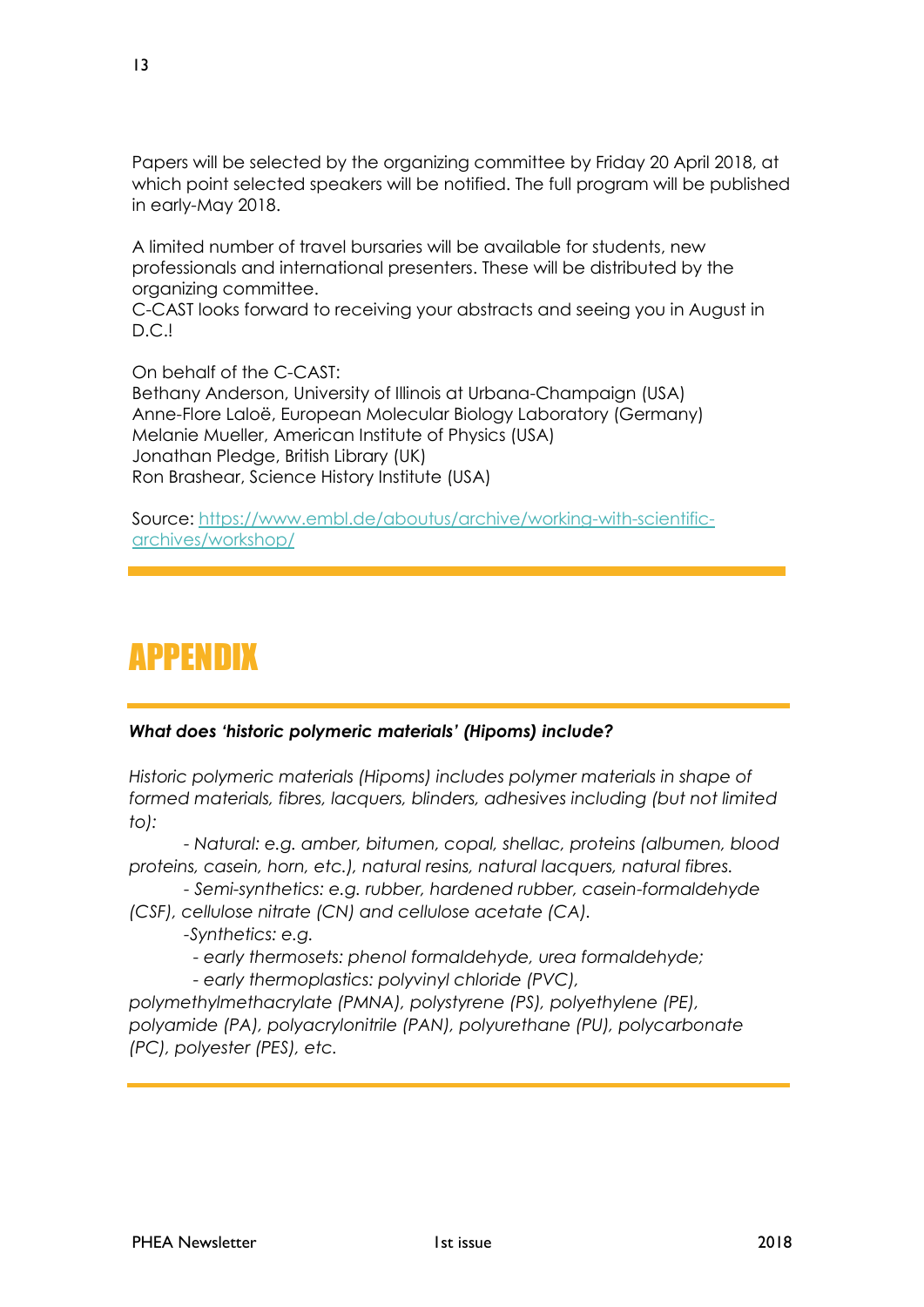Papers will be selected by the organizing committee by Friday 20 April 2018, at which point selected speakers will be notified. The full program will be published in early-May 2018.

A limited number of travel bursaries will be available for students, new professionals and international presenters. These will be distributed by the organizing committee.
C-CAST looks forward to receiving your abstracts and seeing you in August in D.C.!

On behalf of the C-CAST:
Bethany Anderson, University of Illinois at Urbana-Champaign (USA)
Anne-Flore Laloë, European Molecular Biology Laboratory (Germany)
Melanie Mueller, American Institute of Physics (USA)
Jonathan Pledge, British Library (UK)
Ron Brashear, Science History Institute (USA)

Source: [https://www.embl.de/aboutus/archive/working-with-scientific-archives/workshop/](https://www.embl.de/aboutus/archive/working-with-scientific-archives/workshop/)

# APPENDIX

***What does 'historic polymeric materials' (Hipoms) include?***

*Historic polymeric materials (Hipoms) includes polymer materials in shape of formed materials, fibres, lacquers, blinders, adhesives including (but not limited to):*

*- Natural: e.g. amber, bitumen, copal, shellac, proteins (albumen, blood proteins, casein, horn, etc.), natural resins, natural lacquers, natural fibres.*

*- Semi-synthetics: e.g. rubber, hardened rubber, casein-formaldehyde (CSF), cellulose nitrate (CN) and cellulose acetate (CA).*

*-Synthetics: e.g.*

*- early thermosets: phenol formaldehyde, urea formaldehyde;*

*- early thermoplastics: polyvinyl chloride (PVC), polymethylmethacrylate (PMNA), polystyrene (PS), polyethylene (PE), polyamide (PA), polyacrylonitrile (PAN), polyurethane (PU), polycarbonate (PC), polyester (PES), etc.*